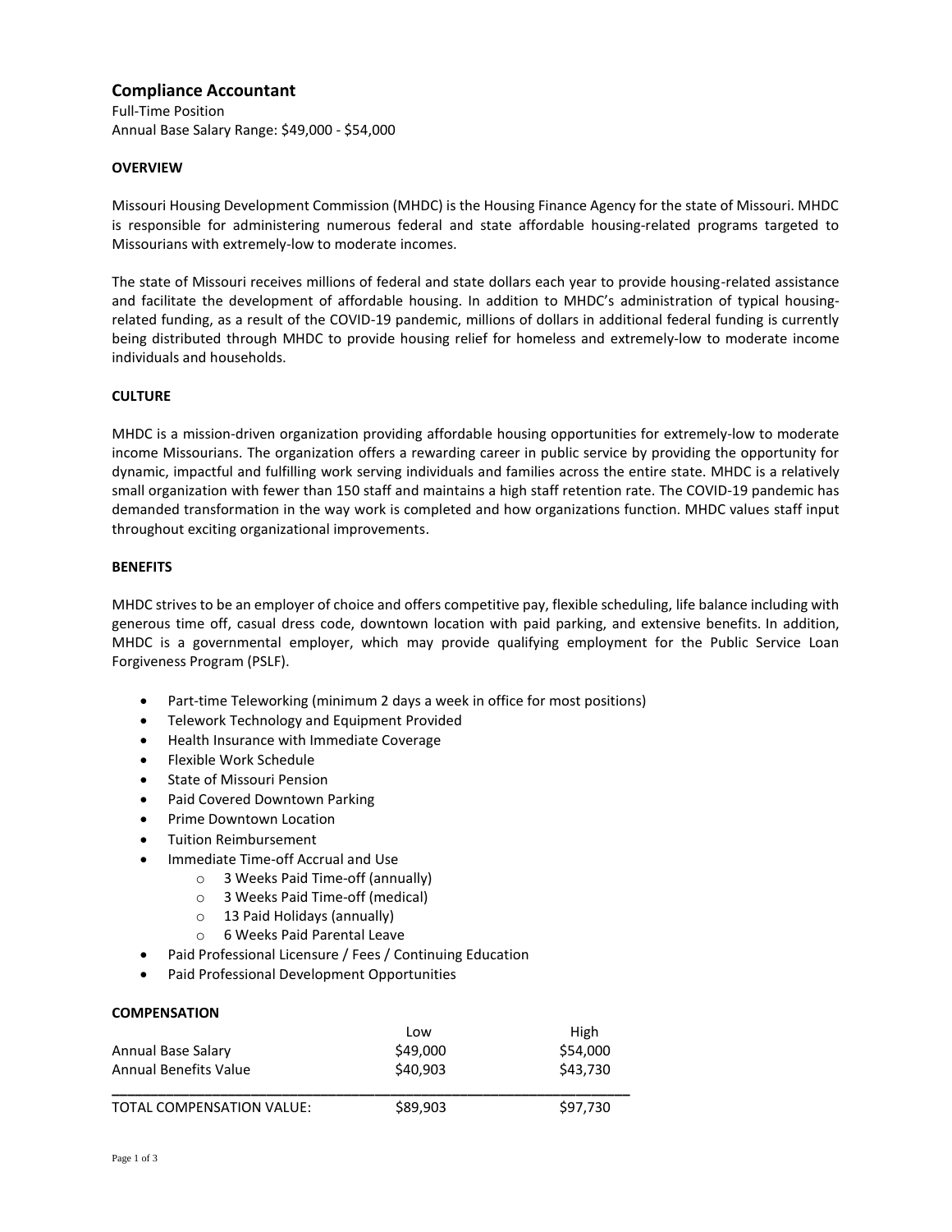## Compliance Accountant

Full-Time Position
Annual Base Salary Range: $49,000 - $54,000

### OVERVIEW

Missouri Housing Development Commission (MHDC) is the Housing Finance Agency for the state of Missouri. MHDC is responsible for administering numerous federal and state affordable housing-related programs targeted to Missourians with extremely-low to moderate incomes.

The state of Missouri receives millions of federal and state dollars each year to provide housing-related assistance and facilitate the development of affordable housing. In addition to MHDC's administration of typical housing-related funding, as a result of the COVID-19 pandemic, millions of dollars in additional federal funding is currently being distributed through MHDC to provide housing relief for homeless and extremely-low to moderate income individuals and households.

### CULTURE

MHDC is a mission-driven organization providing affordable housing opportunities for extremely-low to moderate income Missourians. The organization offers a rewarding career in public service by providing the opportunity for dynamic, impactful and fulfilling work serving individuals and families across the entire state. MHDC is a relatively small organization with fewer than 150 staff and maintains a high staff retention rate. The COVID-19 pandemic has demanded transformation in the way work is completed and how organizations function. MHDC values staff input throughout exciting organizational improvements.

### BENEFITS

MHDC strives to be an employer of choice and offers competitive pay, flexible scheduling, life balance including with generous time off, casual dress code, downtown location with paid parking, and extensive benefits. In addition, MHDC is a governmental employer, which may provide qualifying employment for the Public Service Loan Forgiveness Program (PSLF).

- Part-time Teleworking (minimum 2 days a week in office for most positions)
- Telework Technology and Equipment Provided
- Health Insurance with Immediate Coverage
- Flexible Work Schedule
- State of Missouri Pension
- Paid Covered Downtown Parking
- Prime Downtown Location
- Tuition Reimbursement
- Immediate Time-off Accrual and Use
  - 3 Weeks Paid Time-off (annually)
  - 3 Weeks Paid Time-off (medical)
  - 13 Paid Holidays (annually)
  - 6 Weeks Paid Parental Leave
- Paid Professional Licensure / Fees / Continuing Education
- Paid Professional Development Opportunities

### COMPENSATION

| | Low | High |
|---|---|---|
| Annual Base Salary | $49,000 | $54,000 |
| Annual Benefits Value | $40,903 | $43,730 |
| TOTAL COMPENSATION VALUE: | $89,903 | $97,730 |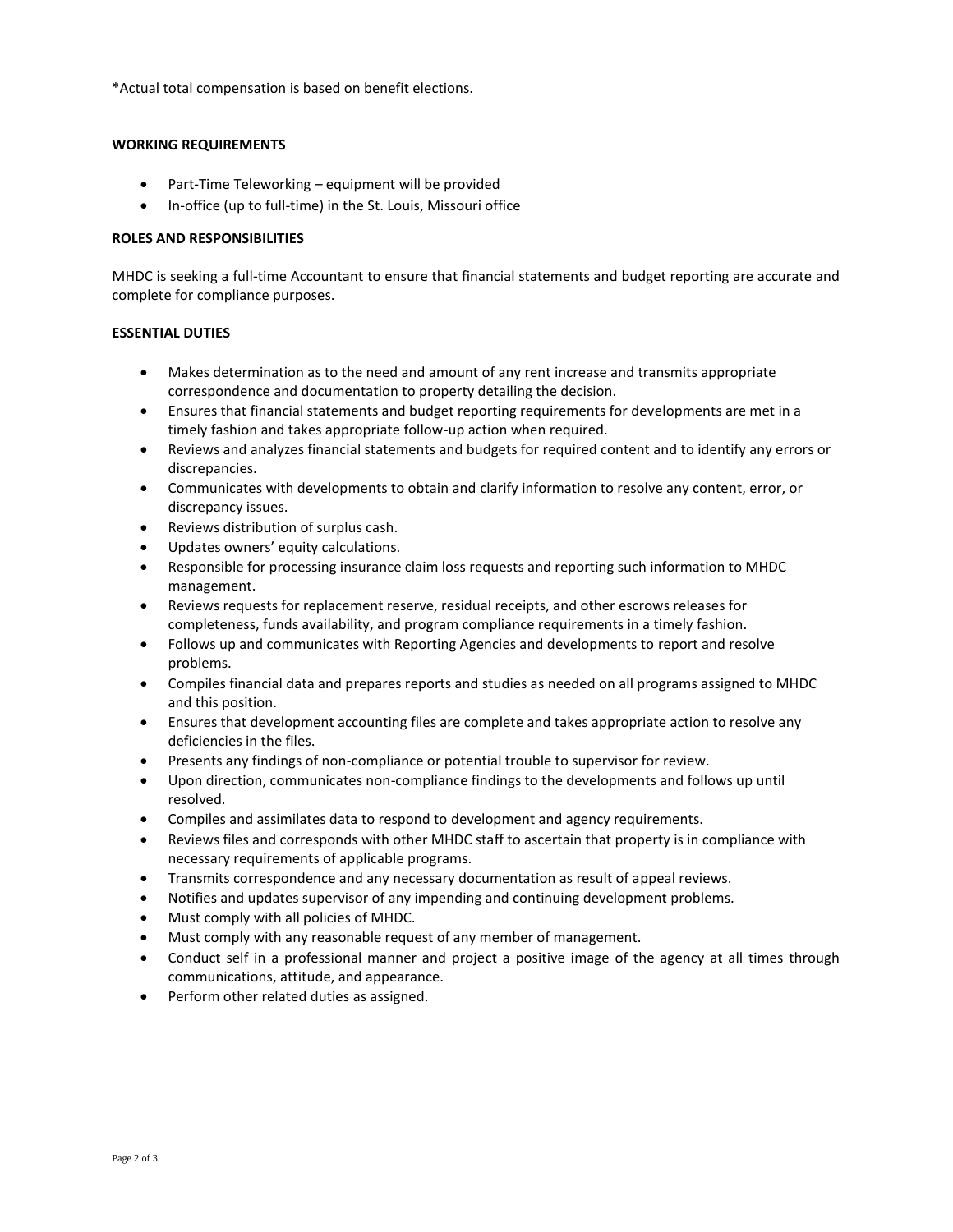*Actual total compensation is based on benefit elections.

**WORKING REQUIREMENTS**

- Part-Time Teleworking – equipment will be provided
- In-office (up to full-time) in the St. Louis, Missouri office

**ROLES AND RESPONSIBILITIES**

MHDC is seeking a full-time Accountant to ensure that financial statements and budget reporting are accurate and complete for compliance purposes.

**ESSENTIAL DUTIES**

- Makes determination as to the need and amount of any rent increase and transmits appropriate correspondence and documentation to property detailing the decision.
- Ensures that financial statements and budget reporting requirements for developments are met in a timely fashion and takes appropriate follow-up action when required.
- Reviews and analyzes financial statements and budgets for required content and to identify any errors or discrepancies.
- Communicates with developments to obtain and clarify information to resolve any content, error, or discrepancy issues.
- Reviews distribution of surplus cash.
- Updates owners' equity calculations.
- Responsible for processing insurance claim loss requests and reporting such information to MHDC management.
- Reviews requests for replacement reserve, residual receipts, and other escrows releases for completeness, funds availability, and program compliance requirements in a timely fashion.
- Follows up and communicates with Reporting Agencies and developments to report and resolve problems.
- Compiles financial data and prepares reports and studies as needed on all programs assigned to MHDC and this position.
- Ensures that development accounting files are complete and takes appropriate action to resolve any deficiencies in the files.
- Presents any findings of non-compliance or potential trouble to supervisor for review.
- Upon direction, communicates non-compliance findings to the developments and follows up until resolved.
- Compiles and assimilates data to respond to development and agency requirements.
- Reviews files and corresponds with other MHDC staff to ascertain that property is in compliance with necessary requirements of applicable programs.
- Transmits correspondence and any necessary documentation as result of appeal reviews.
- Notifies and updates supervisor of any impending and continuing development problems.
- Must comply with all policies of MHDC.
- Must comply with any reasonable request of any member of management.
- Conduct self in a professional manner and project a positive image of the agency at all times through communications, attitude, and appearance.
- Perform other related duties as assigned.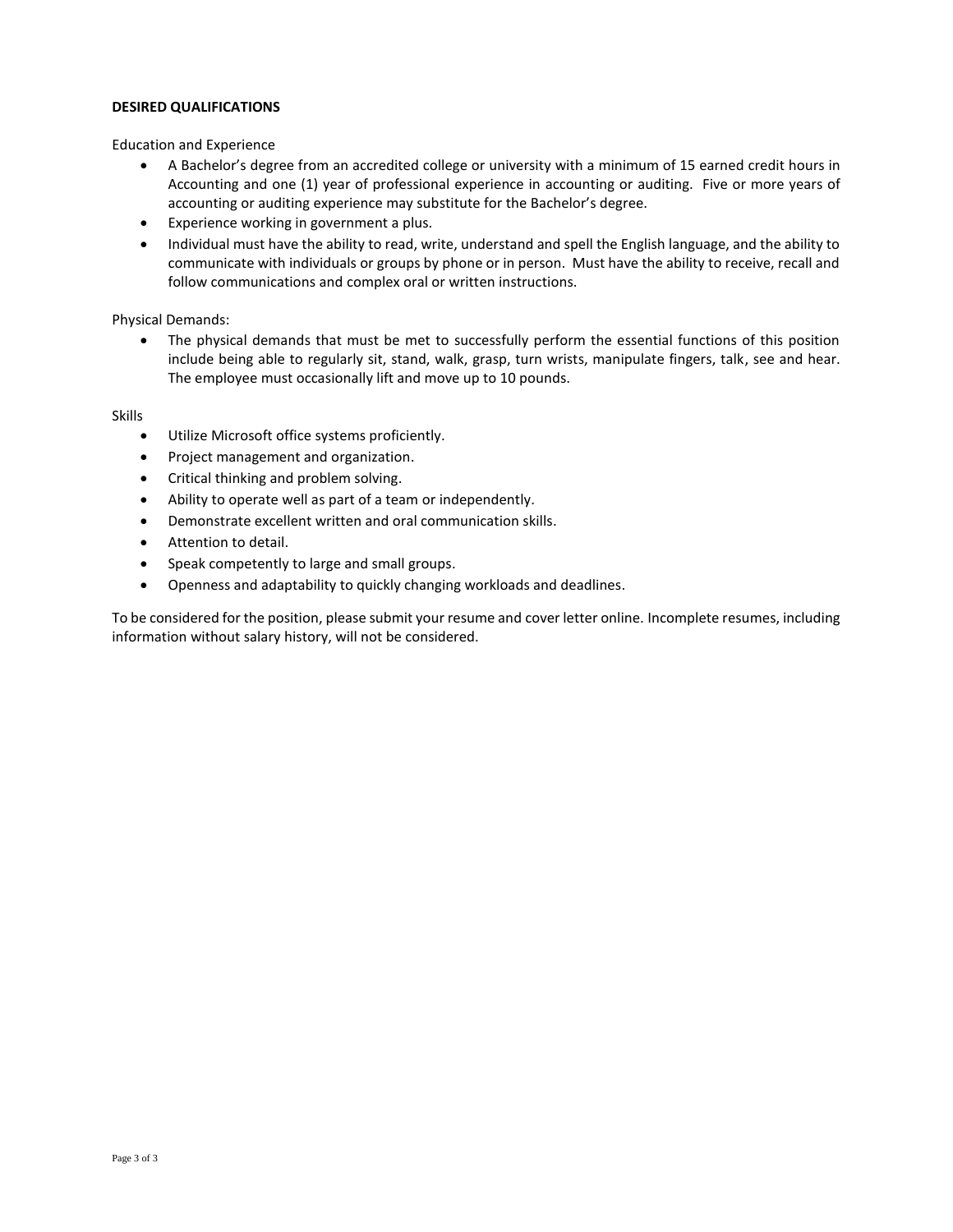## DESIRED QUALIFICATIONS

Education and Experience

- A Bachelor's degree from an accredited college or university with a minimum of 15 earned credit hours in Accounting and one (1) year of professional experience in accounting or auditing. Five or more years of accounting or auditing experience may substitute for the Bachelor's degree.
- Experience working in government a plus.
- Individual must have the ability to read, write, understand and spell the English language, and the ability to communicate with individuals or groups by phone or in person. Must have the ability to receive, recall and follow communications and complex oral or written instructions.

Physical Demands:

- The physical demands that must be met to successfully perform the essential functions of this position include being able to regularly sit, stand, walk, grasp, turn wrists, manipulate fingers, talk, see and hear. The employee must occasionally lift and move up to 10 pounds.

Skills

- Utilize Microsoft office systems proficiently.
- Project management and organization.
- Critical thinking and problem solving.
- Ability to operate well as part of a team or independently.
- Demonstrate excellent written and oral communication skills.
- Attention to detail.
- Speak competently to large and small groups.
- Openness and adaptability to quickly changing workloads and deadlines.

To be considered for the position, please submit your resume and cover letter online. Incomplete resumes, including information without salary history, will not be considered.